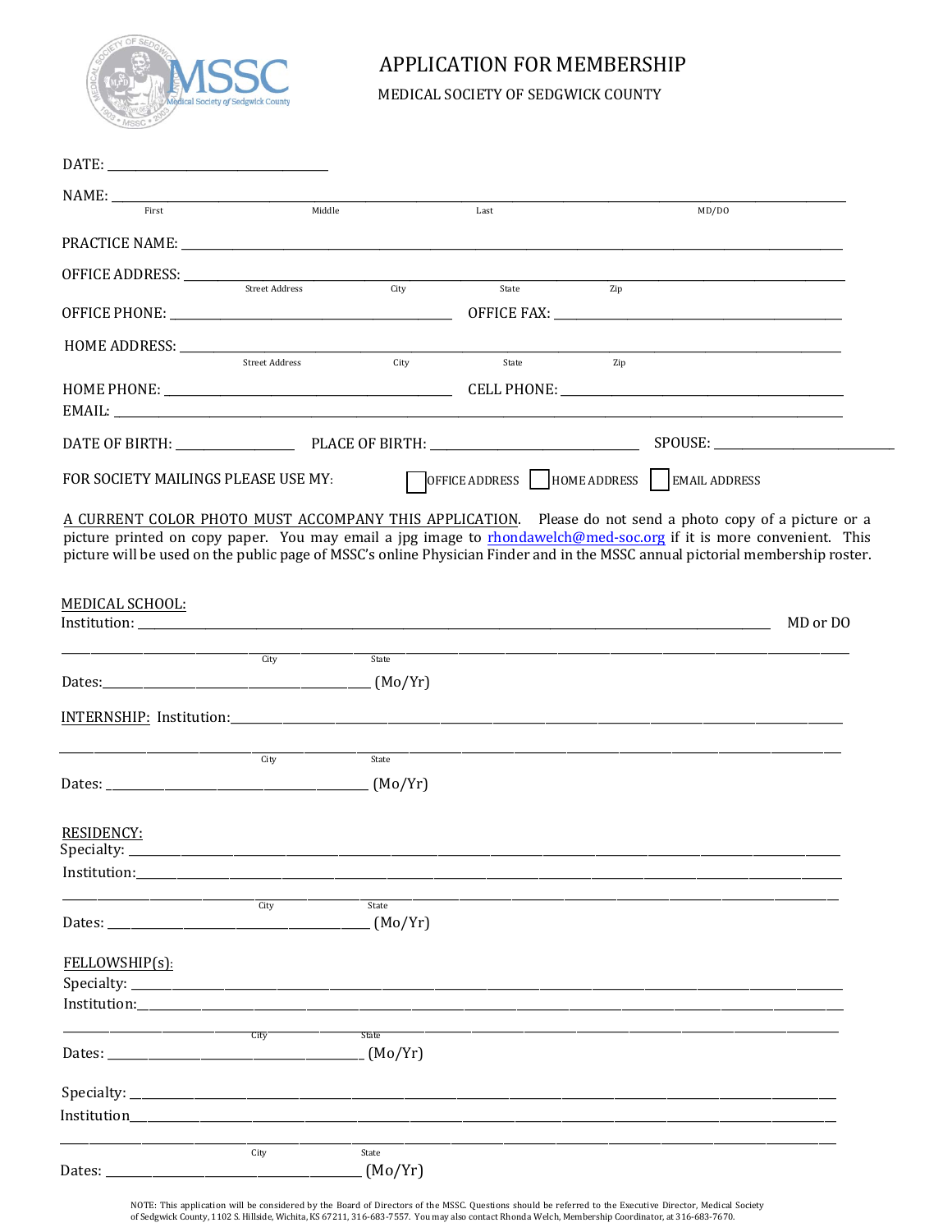MSSC
Medical Society of Sedgwick County

# APPLICATION FOR MEMBERSHIP

MEDICAL SOCIETY OF SEDGWICK COUNTY

DATE: ______________________________

NAME: ______________________________________________________________________________
First                    Middle                    Last                    MD/DO

PRACTICE NAME: ______________________________________________________________________

OFFICE ADDRESS: _____________________________________________________________________
Street Address          City          State          Zip

OFFICE PHONE: _______________________________ OFFICE FAX: ______________________________

HOME ADDRESS: _______________________________________________________________________
Street Address          City          State          Zip

HOME PHONE: ________________________________ CELL PHONE: ______________________________

EMAIL: ______________________________________________________________________________

DATE OF BIRTH: _______________ PLACE OF BIRTH: ___________________________ SPOUSE: ________________________

FOR SOCIETY MAILINGS PLEASE USE MY: ☐ OFFICE ADDRESS ☐ HOME ADDRESS ☐ EMAIL ADDRESS

A CURRENT COLOR PHOTO MUST ACCOMPANY THIS APPLICATION. Please do not send a photo copy of a picture or a picture printed on copy paper. You may email a jpg image to rhondawelch@med-soc.org if it is more convenient. This picture will be used on the public page of MSSC's online Physician Finder and in the MSSC annual pictorial membership roster.

MEDICAL SCHOOL:

Institution: _______________________________________________________________________ MD or DO

_____________________________________________________________________________________
City          State

Dates:_________________________________ (Mo/Yr)

INTERNSHIP: Institution:_______________________________________________________________

_____________________________________________________________________________________
City          State

Dates: ________________________________ (Mo/Yr)

RESIDENCY:

Specialty: __________________________________________________________________________

Institution:_________________________________________________________________________

_____________________________________________________________________________________
City          State

Dates: ________________________________ (Mo/Yr)

FELLOWSHIP(s):

Specialty: __________________________________________________________________________

Institution:_________________________________________________________________________

_____________________________________________________________________________________
City          State

Dates: ________________________________ (Mo/Yr)

Specialty: __________________________________________________________________________

Institution__________________________________________________________________________

_____________________________________________________________________________________
City          State

Dates: ________________________________ (Mo/Yr)

NOTE: This application will be considered by the Board of Directors of the MSSC. Questions should be referred to the Executive Director, Medical Society of Sedgwick County, 1102 S. Hillside, Wichita, KS 67211, 316-683-7557. You may also contact Rhonda Welch, Membership Coordinator, at 316-683-7670.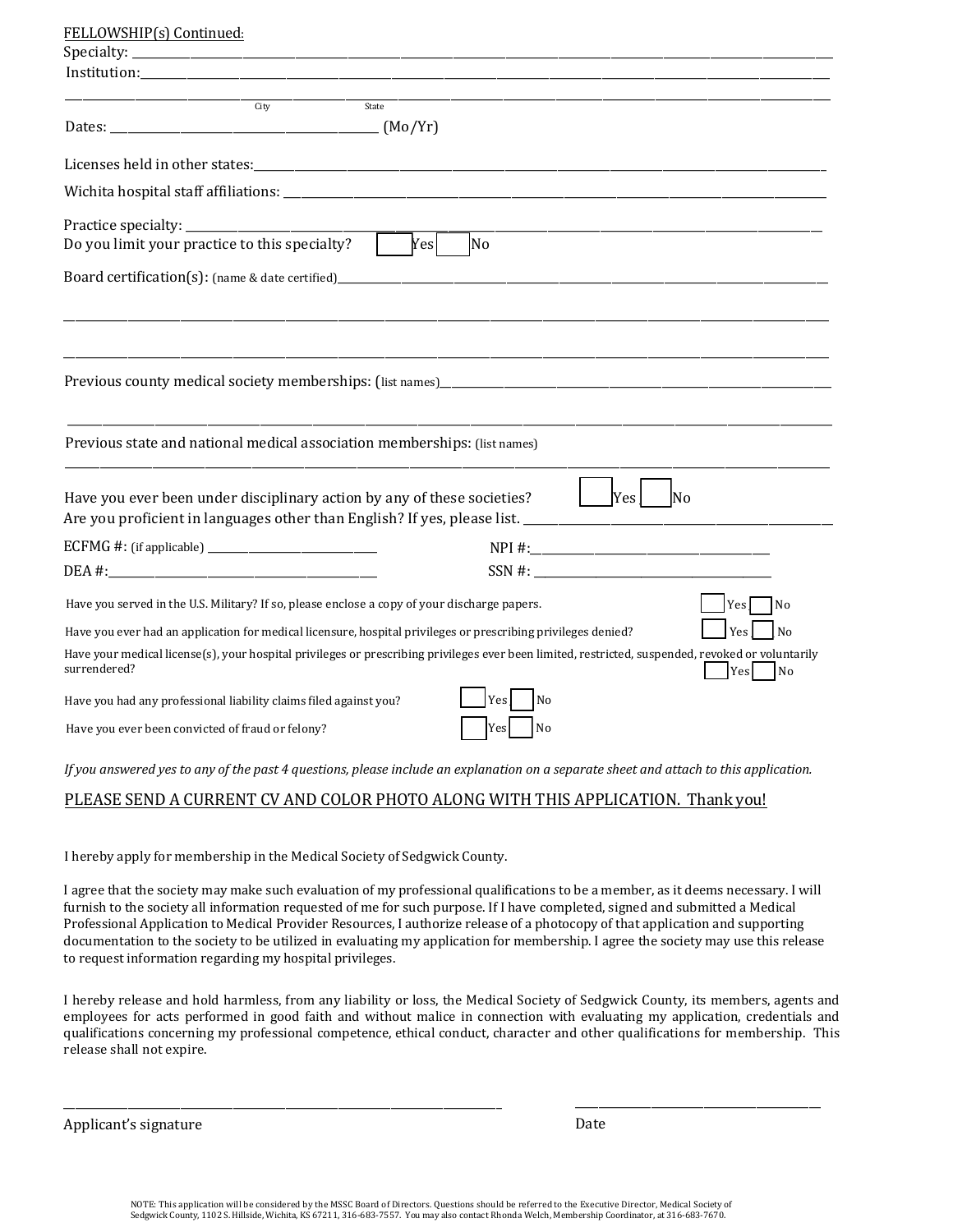FELLOWSHIP(s) Continued:

Specialty: ____________________________________________

Institution: ____________________________________________

____________________________________________
City State

Dates: ______________________ (Mo/Yr)

Licenses held in other states: ____________________________________________

Wichita hospital staff affiliations: ____________________________________________

Practice specialty: ____________________________________________

Do you limit your practice to this specialty? ☐ Yes ☐ No

Board certification(s): (name & date certified) ____________________________________________

____________________________________________

____________________________________________

Previous county medical society memberships: (list names) ____________________________________________

____________________________________________

Previous state and national medical association memberships: (list names)

____________________________________________

Have you ever been under disciplinary action by any of these societies? ☐ Yes ☐ No

Are you proficient in languages other than English? If yes, please list. ______________________

ECFMG #: (if applicable) ______________________ NPI #: ______________________

DEA #: ______________________ SSN #: ______________________

Have you served in the U.S. Military? If so, please enclose a copy of your discharge papers. ☐ Yes ☐ No

Have you ever had an application for medical licensure, hospital privileges or prescribing privileges denied? ☐ Yes ☐ No

Have your medical license(s), your hospital privileges or prescribing privileges ever been limited, restricted, suspended, revoked or voluntarily surrendered? ☐ Yes ☐ No

Have you had any professional liability claims filed against you? ☐ Yes ☐ No

Have you ever been convicted of fraud or felony? ☐ Yes ☐ No

*If you answered yes to any of the past 4 questions, please include an explanation on a separate sheet and attach to this application.*

PLEASE SEND A CURRENT CV AND COLOR PHOTO ALONG WITH THIS APPLICATION. Thank you!

I hereby apply for membership in the Medical Society of Sedgwick County.

I agree that the society may make such evaluation of my professional qualifications to be a member, as it deems necessary. I will furnish to the society all information requested of me for such purpose. If I have completed, signed and submitted a Medical Professional Application to Medical Provider Resources, I authorize release of a photocopy of that application and supporting documentation to the society to be utilized in evaluating my application for membership. I agree the society may use this release to request information regarding my hospital privileges.

I hereby release and hold harmless, from any liability or loss, the Medical Society of Sedgwick County, its members, agents and employees for acts performed in good faith and without malice in connection with evaluating my application, credentials and qualifications concerning my professional competence, ethical conduct, character and other qualifications for membership. This release shall not expire.

______________________________ ______________________

Applicant's signature Date

NOTE: This application will be considered by the MSSC Board of Directors. Questions should be referred to the Executive Director, Medical Society of Sedgwick County, 1102 S. Hillside, Wichita, KS 67211, 316-683-7557. You may also contact Rhonda Welch, Membership Coordinator, at 316-683-7670.